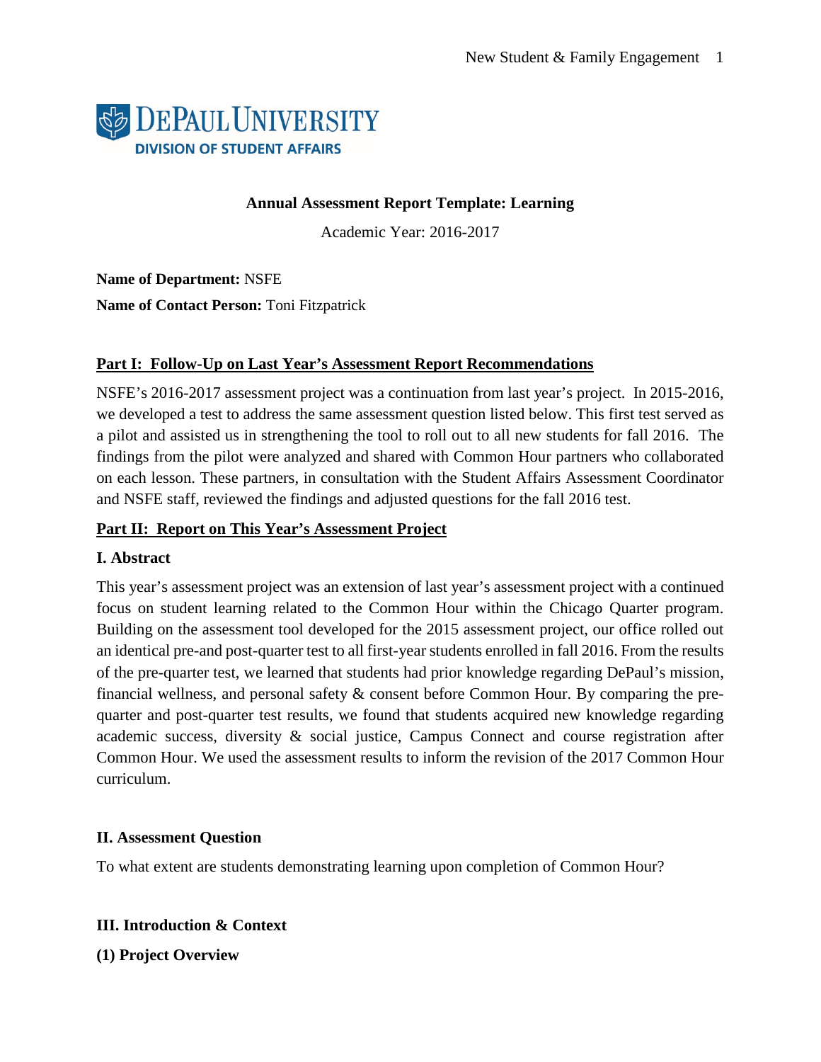DEPAUL UNIVERSITY
DIVISION OF STUDENT AFFAIRS

**Annual Assessment Report Template: Learning**

Academic Year: 2016-2017

**Name of Department:** NSFE

**Name of Contact Person:** Toni Fitzpatrick

## Part I: Follow-Up on Last Year's Assessment Report Recommendations

NSFE's 2016-2017 assessment project was a continuation from last year's project. In 2015-2016, we developed a test to address the same assessment question listed below. This first test served as a pilot and assisted us in strengthening the tool to roll out to all new students for fall 2016. The findings from the pilot were analyzed and shared with Common Hour partners who collaborated on each lesson. These partners, in consultation with the Student Affairs Assessment Coordinator and NSFE staff, reviewed the findings and adjusted questions for the fall 2016 test.

## Part II: Report on This Year's Assessment Project

### I. Abstract

This year's assessment project was an extension of last year's assessment project with a continued focus on student learning related to the Common Hour within the Chicago Quarter program. Building on the assessment tool developed for the 2015 assessment project, our office rolled out an identical pre-and post-quarter test to all first-year students enrolled in fall 2016. From the results of the pre-quarter test, we learned that students had prior knowledge regarding DePaul's mission, financial wellness, and personal safety & consent before Common Hour. By comparing the pre-quarter and post-quarter test results, we found that students acquired new knowledge regarding academic success, diversity & social justice, Campus Connect and course registration after Common Hour. We used the assessment results to inform the revision of the 2017 Common Hour curriculum.

### II. Assessment Question

To what extent are students demonstrating learning upon completion of Common Hour?

### III. Introduction & Context

#### (1) Project Overview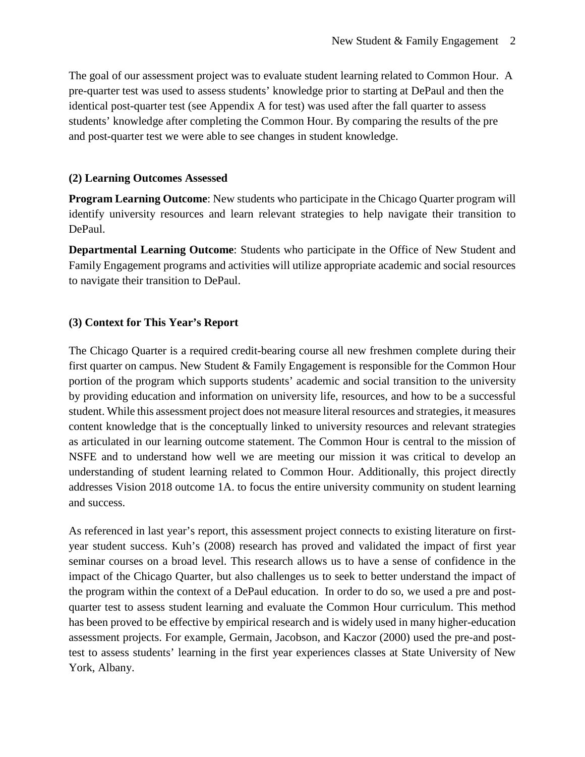The goal of our assessment project was to evaluate student learning related to Common Hour. A pre-quarter test was used to assess students' knowledge prior to starting at DePaul and then the identical post-quarter test (see Appendix A for test) was used after the fall quarter to assess students' knowledge after completing the Common Hour. By comparing the results of the pre and post-quarter test we were able to see changes in student knowledge.

### (2) Learning Outcomes Assessed

**Program Learning Outcome**: New students who participate in the Chicago Quarter program will identify university resources and learn relevant strategies to help navigate their transition to DePaul.

**Departmental Learning Outcome**: Students who participate in the Office of New Student and Family Engagement programs and activities will utilize appropriate academic and social resources to navigate their transition to DePaul.

### (3) Context for This Year's Report

The Chicago Quarter is a required credit-bearing course all new freshmen complete during their first quarter on campus. New Student & Family Engagement is responsible for the Common Hour portion of the program which supports students' academic and social transition to the university by providing education and information on university life, resources, and how to be a successful student. While this assessment project does not measure literal resources and strategies, it measures content knowledge that is the conceptually linked to university resources and relevant strategies as articulated in our learning outcome statement. The Common Hour is central to the mission of NSFE and to understand how well we are meeting our mission it was critical to develop an understanding of student learning related to Common Hour. Additionally, this project directly addresses Vision 2018 outcome 1A. to focus the entire university community on student learning and success.

As referenced in last year's report, this assessment project connects to existing literature on first-year student success. Kuh's (2008) research has proved and validated the impact of first year seminar courses on a broad level. This research allows us to have a sense of confidence in the impact of the Chicago Quarter, but also challenges us to seek to better understand the impact of the program within the context of a DePaul education. In order to do so, we used a pre and post-quarter test to assess student learning and evaluate the Common Hour curriculum. This method has been proved to be effective by empirical research and is widely used in many higher-education assessment projects. For example, Germain, Jacobson, and Kaczor (2000) used the pre-and post-test to assess students' learning in the first year experiences classes at State University of New York, Albany.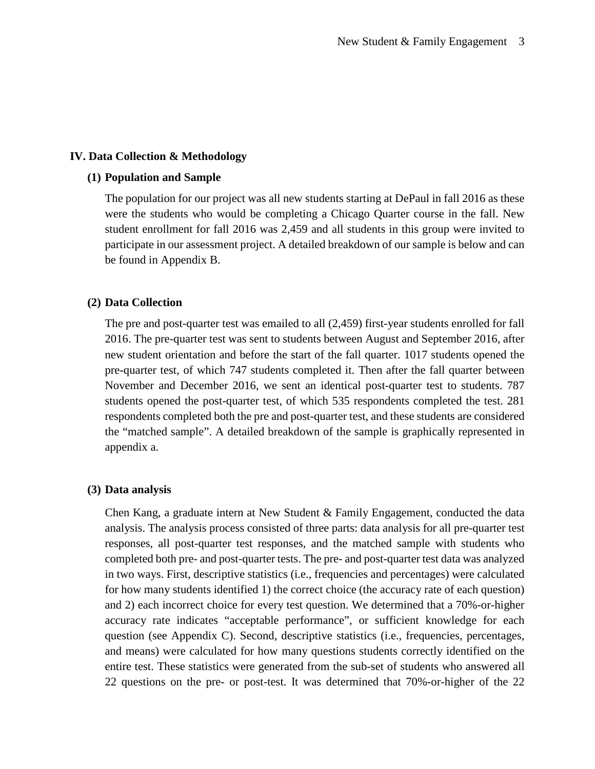## IV. Data Collection & Methodology

### (1) Population and Sample

The population for our project was all new students starting at DePaul in fall 2016 as these were the students who would be completing a Chicago Quarter course in the fall. New student enrollment for fall 2016 was 2,459 and all students in this group were invited to participate in our assessment project. A detailed breakdown of our sample is below and can be found in Appendix B.

### (2) Data Collection

The pre and post-quarter test was emailed to all (2,459) first-year students enrolled for fall 2016. The pre-quarter test was sent to students between August and September 2016, after new student orientation and before the start of the fall quarter. 1017 students opened the pre-quarter test, of which 747 students completed it. Then after the fall quarter between November and December 2016, we sent an identical post-quarter test to students. 787 students opened the post-quarter test, of which 535 respondents completed the test. 281 respondents completed both the pre and post-quarter test, and these students are considered the "matched sample". A detailed breakdown of the sample is graphically represented in appendix a.

### (3) Data analysis

Chen Kang, a graduate intern at New Student & Family Engagement, conducted the data analysis. The analysis process consisted of three parts: data analysis for all pre-quarter test responses, all post-quarter test responses, and the matched sample with students who completed both pre- and post-quarter tests. The pre- and post-quarter test data was analyzed in two ways. First, descriptive statistics (i.e., frequencies and percentages) were calculated for how many students identified 1) the correct choice (the accuracy rate of each question) and 2) each incorrect choice for every test question. We determined that a 70%-or-higher accuracy rate indicates "acceptable performance", or sufficient knowledge for each question (see Appendix C). Second, descriptive statistics (i.e., frequencies, percentages, and means) were calculated for how many questions students correctly identified on the entire test. These statistics were generated from the sub-set of students who answered all 22 questions on the pre- or post-test. It was determined that 70%-or-higher of the 22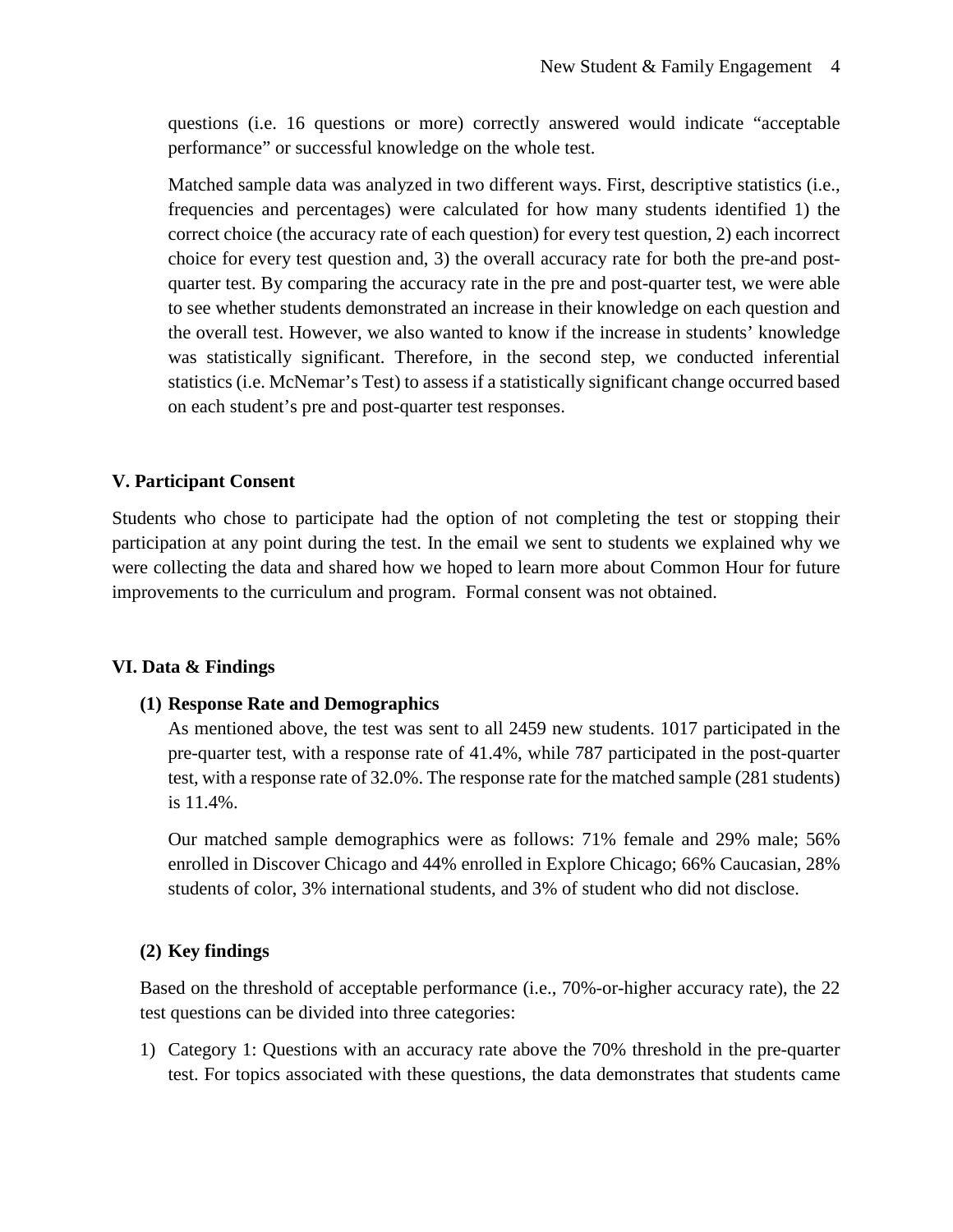questions (i.e. 16 questions or more) correctly answered would indicate "acceptable performance" or successful knowledge on the whole test.

Matched sample data was analyzed in two different ways. First, descriptive statistics (i.e., frequencies and percentages) were calculated for how many students identified 1) the correct choice (the accuracy rate of each question) for every test question, 2) each incorrect choice for every test question and, 3) the overall accuracy rate for both the pre-and post-quarter test. By comparing the accuracy rate in the pre and post-quarter test, we were able to see whether students demonstrated an increase in their knowledge on each question and the overall test. However, we also wanted to know if the increase in students' knowledge was statistically significant. Therefore, in the second step, we conducted inferential statistics (i.e. McNemar's Test) to assess if a statistically significant change occurred based on each student's pre and post-quarter test responses.

## V. Participant Consent

Students who chose to participate had the option of not completing the test or stopping their participation at any point during the test. In the email we sent to students we explained why we were collecting the data and shared how we hoped to learn more about Common Hour for future improvements to the curriculum and program. Formal consent was not obtained.

## VI. Data & Findings

### (1) Response Rate and Demographics

As mentioned above, the test was sent to all 2459 new students. 1017 participated in the pre-quarter test, with a response rate of 41.4%, while 787 participated in the post-quarter test, with a response rate of 32.0%. The response rate for the matched sample (281 students) is 11.4%.

Our matched sample demographics were as follows: 71% female and 29% male; 56% enrolled in Discover Chicago and 44% enrolled in Explore Chicago; 66% Caucasian, 28% students of color, 3% international students, and 3% of student who did not disclose.

### (2) Key findings

Based on the threshold of acceptable performance (i.e., 70%-or-higher accuracy rate), the 22 test questions can be divided into three categories:

1) Category 1: Questions with an accuracy rate above the 70% threshold in the pre-quarter test. For topics associated with these questions, the data demonstrates that students came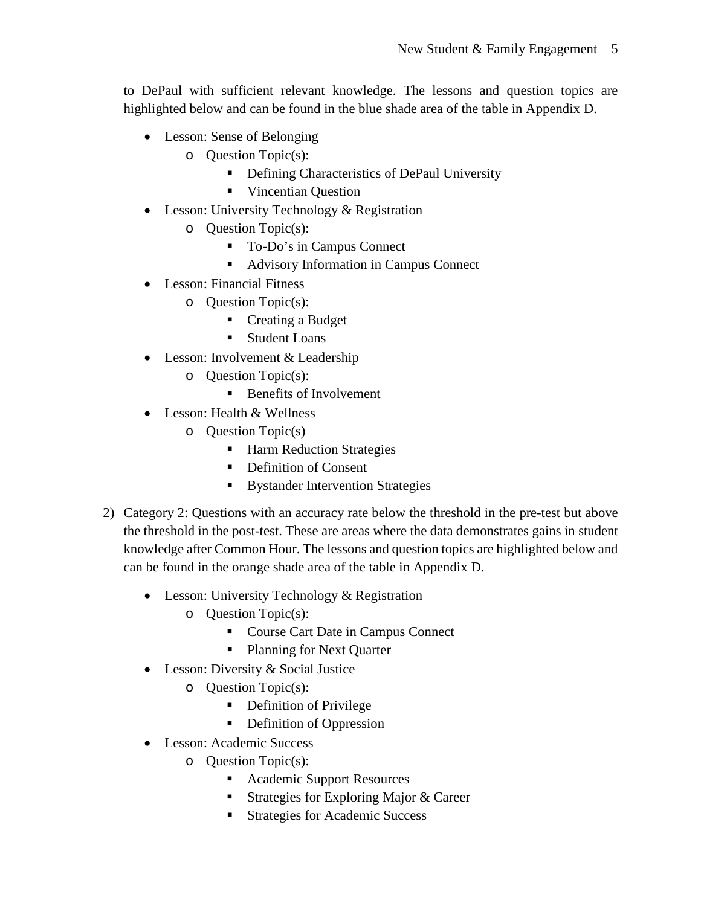to DePaul with sufficient relevant knowledge. The lessons and question topics are highlighted below and can be found in the blue shade area of the table in Appendix D.

- Lesson: Sense of Belonging
  - Question Topic(s):
    - Defining Characteristics of DePaul University
    - Vincentian Question
- Lesson: University Technology & Registration
  - Question Topic(s):
    - To-Do's in Campus Connect
    - Advisory Information in Campus Connect
- Lesson: Financial Fitness
  - Question Topic(s):
    - Creating a Budget
    - Student Loans
- Lesson: Involvement & Leadership
  - Question Topic(s):
    - Benefits of Involvement
- Lesson: Health & Wellness
  - Question Topic(s)
    - Harm Reduction Strategies
    - Definition of Consent
    - Bystander Intervention Strategies

2) Category 2: Questions with an accuracy rate below the threshold in the pre-test but above the threshold in the post-test. These are areas where the data demonstrates gains in student knowledge after Common Hour. The lessons and question topics are highlighted below and can be found in the orange shade area of the table in Appendix D.

- Lesson: University Technology & Registration
  - Question Topic(s):
    - Course Cart Date in Campus Connect
    - Planning for Next Quarter
- Lesson: Diversity & Social Justice
  - Question Topic(s):
    - Definition of Privilege
    - Definition of Oppression
- Lesson: Academic Success
  - Question Topic(s):
    - Academic Support Resources
    - Strategies for Exploring Major & Career
    - Strategies for Academic Success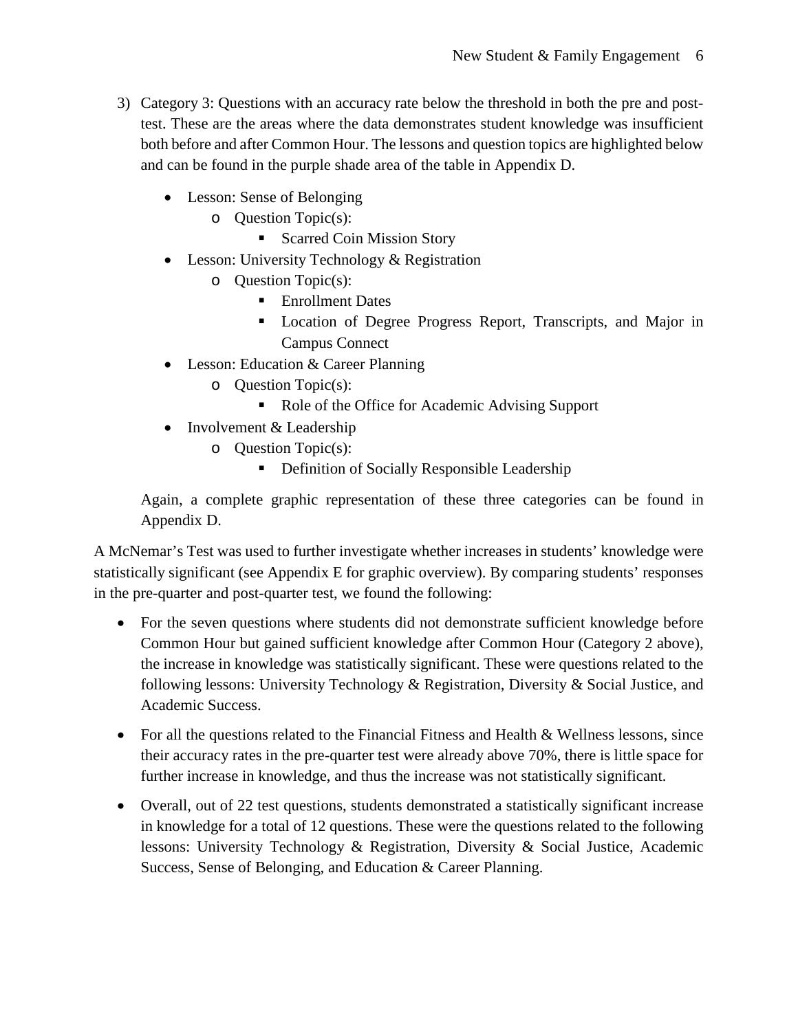3) Category 3: Questions with an accuracy rate below the threshold in both the pre and post-test. These are the areas where the data demonstrates student knowledge was insufficient both before and after Common Hour. The lessons and question topics are highlighted below and can be found in the purple shade area of the table in Appendix D.

   - Lesson: Sense of Belonging
     - Question Topic(s):
       - Scarred Coin Mission Story
   - Lesson: University Technology & Registration
     - Question Topic(s):
       - Enrollment Dates
       - Location of Degree Progress Report, Transcripts, and Major in Campus Connect
   - Lesson: Education & Career Planning
     - Question Topic(s):
       - Role of the Office for Academic Advising Support
   - Involvement & Leadership
     - Question Topic(s):
       - Definition of Socially Responsible Leadership

   Again, a complete graphic representation of these three categories can be found in Appendix D.

A McNemar's Test was used to further investigate whether increases in students' knowledge were statistically significant (see Appendix E for graphic overview). By comparing students' responses in the pre-quarter and post-quarter test, we found the following:

- For the seven questions where students did not demonstrate sufficient knowledge before Common Hour but gained sufficient knowledge after Common Hour (Category 2 above), the increase in knowledge was statistically significant. These were questions related to the following lessons: University Technology & Registration, Diversity & Social Justice, and Academic Success.

- For all the questions related to the Financial Fitness and Health & Wellness lessons, since their accuracy rates in the pre-quarter test were already above 70%, there is little space for further increase in knowledge, and thus the increase was not statistically significant.

- Overall, out of 22 test questions, students demonstrated a statistically significant increase in knowledge for a total of 12 questions. These were the questions related to the following lessons: University Technology & Registration, Diversity & Social Justice, Academic Success, Sense of Belonging, and Education & Career Planning.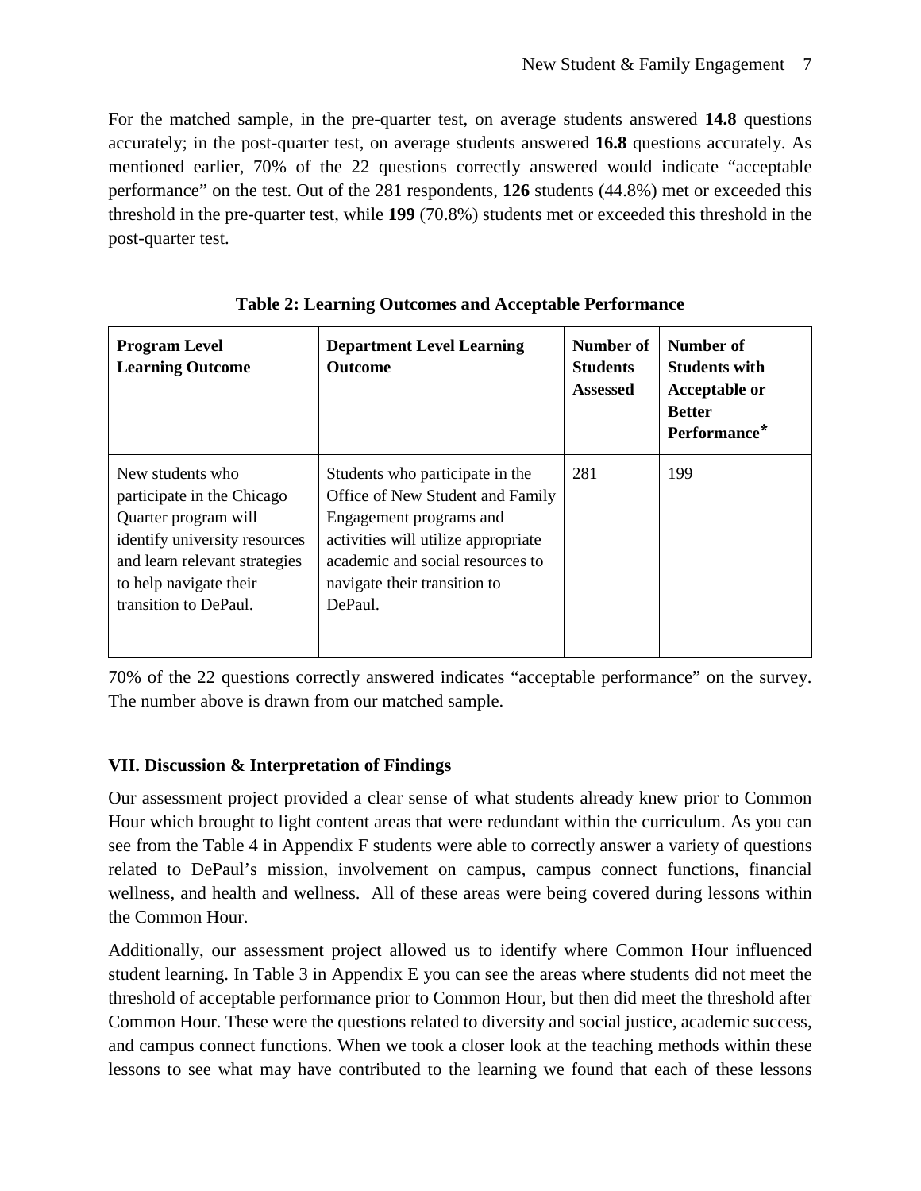For the matched sample, in the pre-quarter test, on average students answered **14.8** questions accurately; in the post-quarter test, on average students answered **16.8** questions accurately. As mentioned earlier, 70% of the 22 questions correctly answered would indicate "acceptable performance" on the test. Out of the 281 respondents, **126** students (44.8%) met or exceeded this threshold in the pre-quarter test, while **199** (70.8%) students met or exceeded this threshold in the post-quarter test.

**Table 2: Learning Outcomes and Acceptable Performance**

| **Program Level Learning Outcome** | **Department Level Learning Outcome** | **Number of Students Assessed** | **Number of Students with Acceptable or Better Performance*** |
|---|---|---|---|
| New students who participate in the Chicago Quarter program will identify university resources and learn relevant strategies to help navigate their transition to DePaul. | Students who participate in the Office of New Student and Family Engagement programs and activities will utilize appropriate academic and social resources to navigate their transition to DePaul. | 281 | 199 |

70% of the 22 questions correctly answered indicates "acceptable performance" on the survey. The number above is drawn from our matched sample.

### VII. Discussion & Interpretation of Findings

Our assessment project provided a clear sense of what students already knew prior to Common Hour which brought to light content areas that were redundant within the curriculum. As you can see from the Table 4 in Appendix F students were able to correctly answer a variety of questions related to DePaul's mission, involvement on campus, campus connect functions, financial wellness, and health and wellness. All of these areas were being covered during lessons within the Common Hour.

Additionally, our assessment project allowed us to identify where Common Hour influenced student learning. In Table 3 in Appendix E you can see the areas where students did not meet the threshold of acceptable performance prior to Common Hour, but then did meet the threshold after Common Hour. These were the questions related to diversity and social justice, academic success, and campus connect functions. When we took a closer look at the teaching methods within these lessons to see what may have contributed to the learning we found that each of these lessons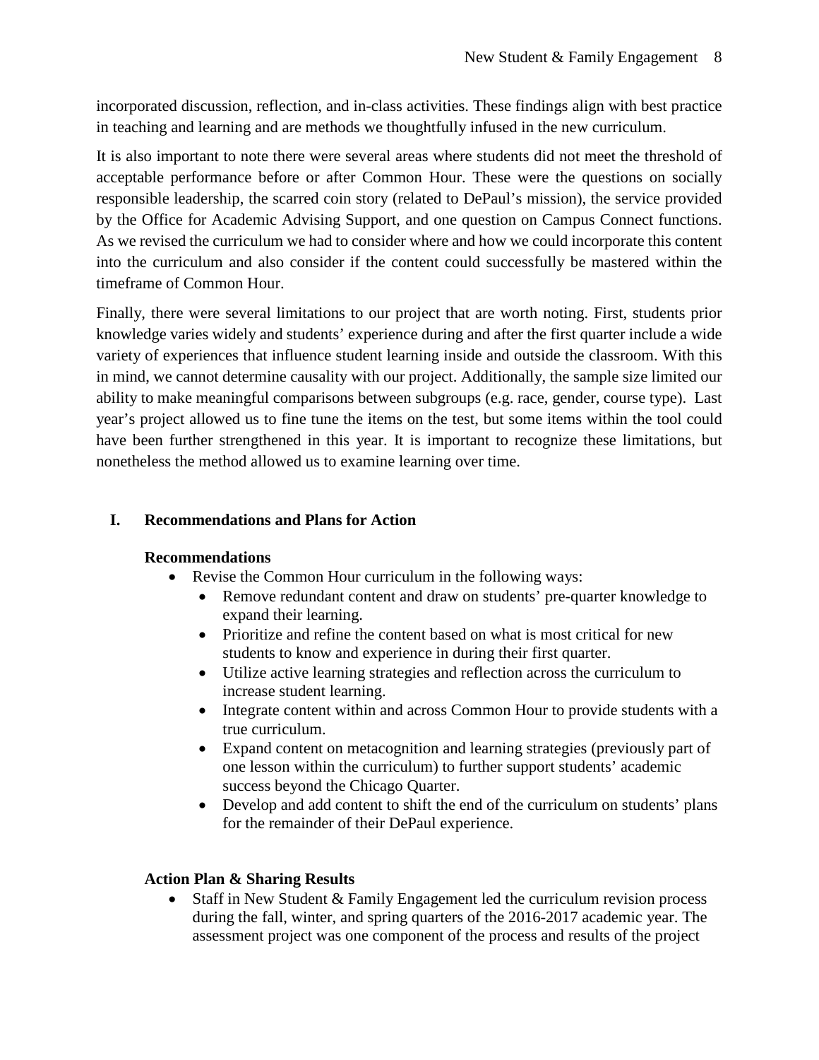incorporated discussion, reflection, and in-class activities. These findings align with best practice in teaching and learning and are methods we thoughtfully infused in the new curriculum.

It is also important to note there were several areas where students did not meet the threshold of acceptable performance before or after Common Hour. These were the questions on socially responsible leadership, the scarred coin story (related to DePaul's mission), the service provided by the Office for Academic Advising Support, and one question on Campus Connect functions. As we revised the curriculum we had to consider where and how we could incorporate this content into the curriculum and also consider if the content could successfully be mastered within the timeframe of Common Hour.

Finally, there were several limitations to our project that are worth noting. First, students prior knowledge varies widely and students' experience during and after the first quarter include a wide variety of experiences that influence student learning inside and outside the classroom. With this in mind, we cannot determine causality with our project. Additionally, the sample size limited our ability to make meaningful comparisons between subgroups (e.g. race, gender, course type). Last year's project allowed us to fine tune the items on the test, but some items within the tool could have been further strengthened in this year. It is important to recognize these limitations, but nonetheless the method allowed us to examine learning over time.

## I. Recommendations and Plans for Action

### Recommendations

- Revise the Common Hour curriculum in the following ways:
  - Remove redundant content and draw on students' pre-quarter knowledge to expand their learning.
  - Prioritize and refine the content based on what is most critical for new students to know and experience in during their first quarter.
  - Utilize active learning strategies and reflection across the curriculum to increase student learning.
  - Integrate content within and across Common Hour to provide students with a true curriculum.
  - Expand content on metacognition and learning strategies (previously part of one lesson within the curriculum) to further support students' academic success beyond the Chicago Quarter.
  - Develop and add content to shift the end of the curriculum on students' plans for the remainder of their DePaul experience.

### Action Plan & Sharing Results

- Staff in New Student & Family Engagement led the curriculum revision process during the fall, winter, and spring quarters of the 2016-2017 academic year. The assessment project was one component of the process and results of the project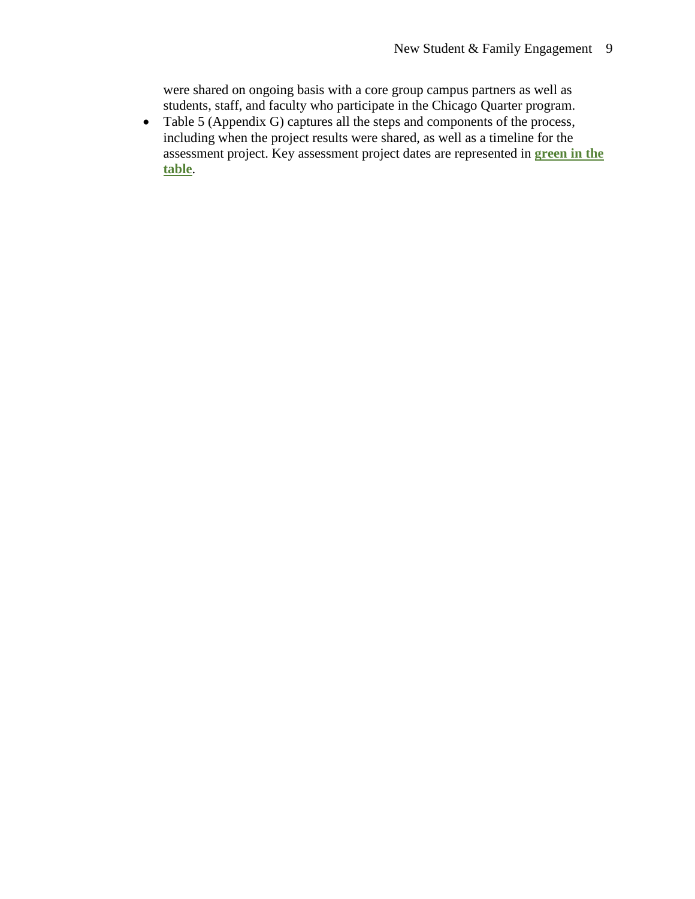were shared on ongoing basis with a core group campus partners as well as students, staff, and faculty who participate in the Chicago Quarter program.

- Table 5 (Appendix G) captures all the steps and components of the process, including when the project results were shared, as well as a timeline for the assessment project. Key assessment project dates are represented in **green in the table**.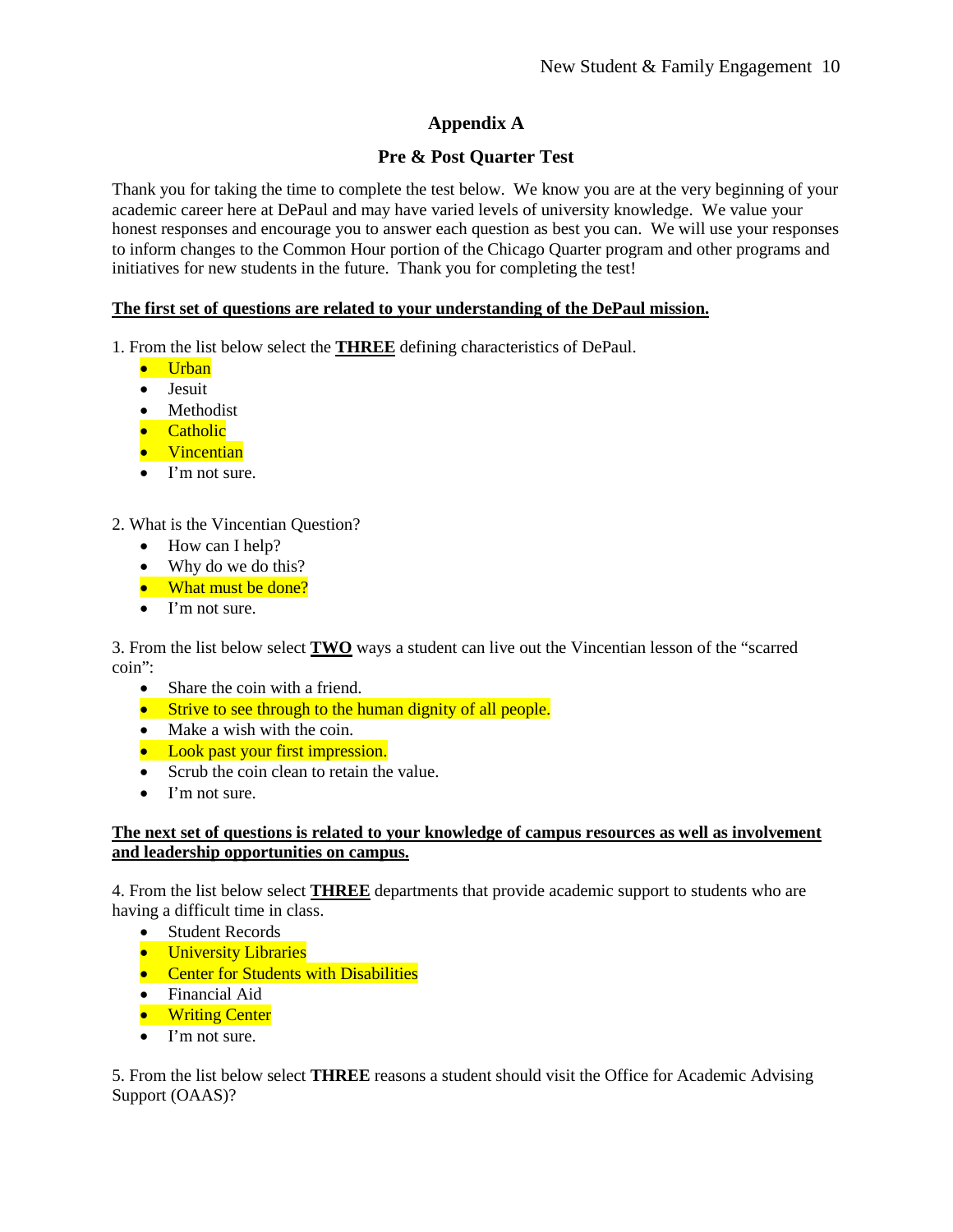## Appendix A

### Pre & Post Quarter Test

Thank you for taking the time to complete the test below. We know you are at the very beginning of your academic career here at DePaul and may have varied levels of university knowledge. We value your honest responses and encourage you to answer each question as best you can. We will use your responses to inform changes to the Common Hour portion of the Chicago Quarter program and other programs and initiatives for new students in the future. Thank you for completing the test!

**The first set of questions are related to your understanding of the DePaul mission.**

1. From the list below select the **THREE** defining characteristics of DePaul.

- Urban
- Jesuit
- Methodist
- Catholic
- Vincentian
- I'm not sure.

2. What is the Vincentian Question?

- How can I help?
- Why do we do this?
- What must be done?
- I'm not sure.

3. From the list below select **TWO** ways a student can live out the Vincentian lesson of the "scarred coin":

- Share the coin with a friend.
- Strive to see through to the human dignity of all people.
- Make a wish with the coin.
- Look past your first impression.
- Scrub the coin clean to retain the value.
- I'm not sure.

**The next set of questions is related to your knowledge of campus resources as well as involvement and leadership opportunities on campus.**

4. From the list below select **THREE** departments that provide academic support to students who are having a difficult time in class.

- Student Records
- University Libraries
- Center for Students with Disabilities
- Financial Aid
- Writing Center
- I'm not sure.

5. From the list below select **THREE** reasons a student should visit the Office for Academic Advising Support (OAAS)?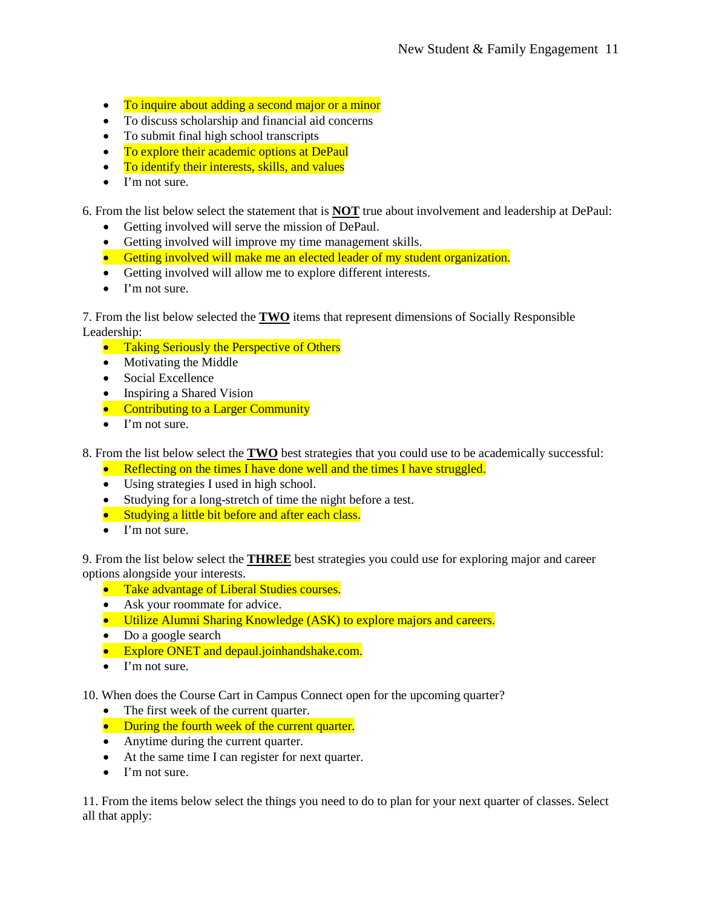- To inquire about adding a second major or a minor
- To discuss scholarship and financial aid concerns
- To submit final high school transcripts
- To explore their academic options at DePaul
- To identify their interests, skills, and values
- I'm not sure.

6. From the list below select the statement that is **NOT** true about involvement and leadership at DePaul:
   - Getting involved will serve the mission of DePaul.
   - Getting involved will improve my time management skills.
   - Getting involved will make me an elected leader of my student organization.
   - Getting involved will allow me to explore different interests.
   - I'm not sure.

7. From the list below selected the **TWO** items that represent dimensions of Socially Responsible Leadership:
   - Taking Seriously the Perspective of Others
   - Motivating the Middle
   - Social Excellence
   - Inspiring a Shared Vision
   - Contributing to a Larger Community
   - I'm not sure.

8. From the list below select the **TWO** best strategies that you could use to be academically successful:
   - Reflecting on the times I have done well and the times I have struggled.
   - Using strategies I used in high school.
   - Studying for a long-stretch of time the night before a test.
   - Studying a little bit before and after each class.
   - I'm not sure.

9. From the list below select the **THREE** best strategies you could use for exploring major and career options alongside your interests.
   - Take advantage of Liberal Studies courses.
   - Ask your roommate for advice.
   - Utilize Alumni Sharing Knowledge (ASK) to explore majors and careers.
   - Do a google search
   - Explore ONET and depaul.joinhandshake.com.
   - I'm not sure.

10. When does the Course Cart in Campus Connect open for the upcoming quarter?
    - The first week of the current quarter.
    - During the fourth week of the current quarter.
    - Anytime during the current quarter.
    - At the same time I can register for next quarter.
    - I'm not sure.

11. From the items below select the things you need to do to plan for your next quarter of classes. Select all that apply: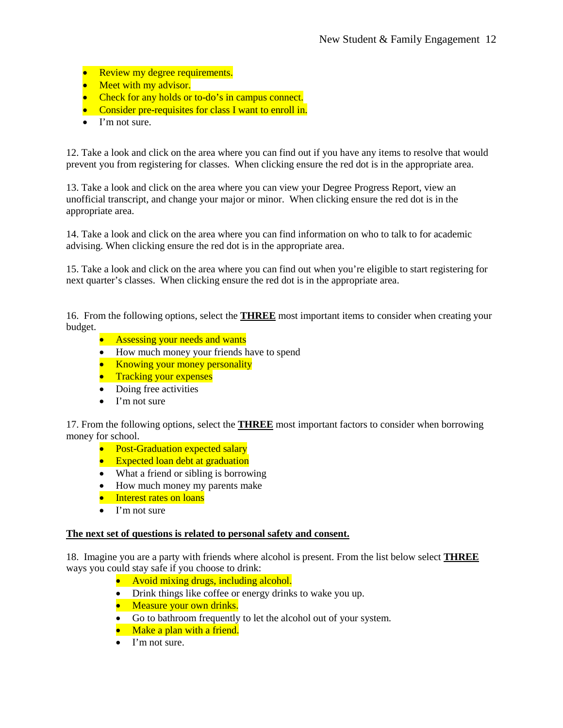- Review my degree requirements.
- Meet with my advisor.
- Check for any holds or to-do's in campus connect.
- Consider pre-requisites for class I want to enroll in.
- I'm not sure.

12. Take a look and click on the area where you can find out if you have any items to resolve that would prevent you from registering for classes. When clicking ensure the red dot is in the appropriate area.

13. Take a look and click on the area where you can view your Degree Progress Report, view an unofficial transcript, and change your major or minor. When clicking ensure the red dot is in the appropriate area.

14. Take a look and click on the area where you can find information on who to talk to for academic advising. When clicking ensure the red dot is in the appropriate area.

15. Take a look and click on the area where you can find out when you're eligible to start registering for next quarter's classes. When clicking ensure the red dot is in the appropriate area.

16. From the following options, select the **THREE** most important items to consider when creating your budget.

- Assessing your needs and wants
- How much money your friends have to spend
- Knowing your money personality
- Tracking your expenses
- Doing free activities
- I'm not sure

17. From the following options, select the **THREE** most important factors to consider when borrowing money for school.

- Post-Graduation expected salary
- Expected loan debt at graduation
- What a friend or sibling is borrowing
- How much money my parents make
- Interest rates on loans
- I'm not sure

**The next set of questions is related to personal safety and consent.**

18. Imagine you are a party with friends where alcohol is present. From the list below select **THREE** ways you could stay safe if you choose to drink:

- Avoid mixing drugs, including alcohol.
- Drink things like coffee or energy drinks to wake you up.
- Measure your own drinks.
- Go to bathroom frequently to let the alcohol out of your system.
- Make a plan with a friend.
- I'm not sure.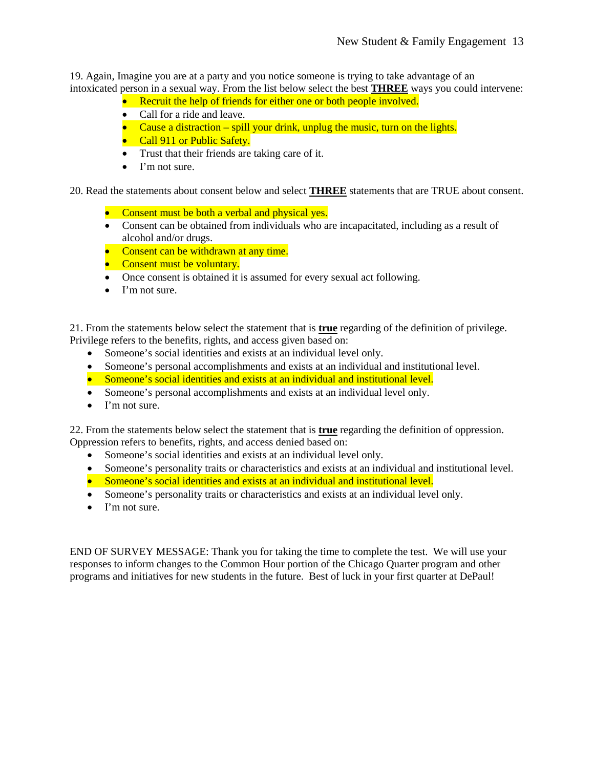19. Again, Imagine you are at a party and you notice someone is trying to take advantage of an intoxicated person in a sexual way. From the list below select the best **THREE** ways you could intervene:

- Recruit the help of friends for either one or both people involved.
- Call for a ride and leave.
- Cause a distraction – spill your drink, unplug the music, turn on the lights.
- Call 911 or Public Safety.
- Trust that their friends are taking care of it.
- I'm not sure.

20. Read the statements about consent below and select **THREE** statements that are TRUE about consent.

- Consent must be both a verbal and physical yes.
- Consent can be obtained from individuals who are incapacitated, including as a result of alcohol and/or drugs.
- Consent can be withdrawn at any time.
- Consent must be voluntary.
- Once consent is obtained it is assumed for every sexual act following.
- I'm not sure.

21. From the statements below select the statement that is **true** regarding of the definition of privilege. Privilege refers to the benefits, rights, and access given based on:

- Someone's social identities and exists at an individual level only.
- Someone's personal accomplishments and exists at an individual and institutional level.
- Someone's social identities and exists at an individual and institutional level.
- Someone's personal accomplishments and exists at an individual level only.
- I'm not sure.

22. From the statements below select the statement that is **true** regarding the definition of oppression. Oppression refers to benefits, rights, and access denied based on:

- Someone's social identities and exists at an individual level only.
- Someone's personality traits or characteristics and exists at an individual and institutional level.
- Someone's social identities and exists at an individual and institutional level.
- Someone's personality traits or characteristics and exists at an individual level only.
- I'm not sure.

END OF SURVEY MESSAGE: Thank you for taking the time to complete the test. We will use your responses to inform changes to the Common Hour portion of the Chicago Quarter program and other programs and initiatives for new students in the future. Best of luck in your first quarter at DePaul!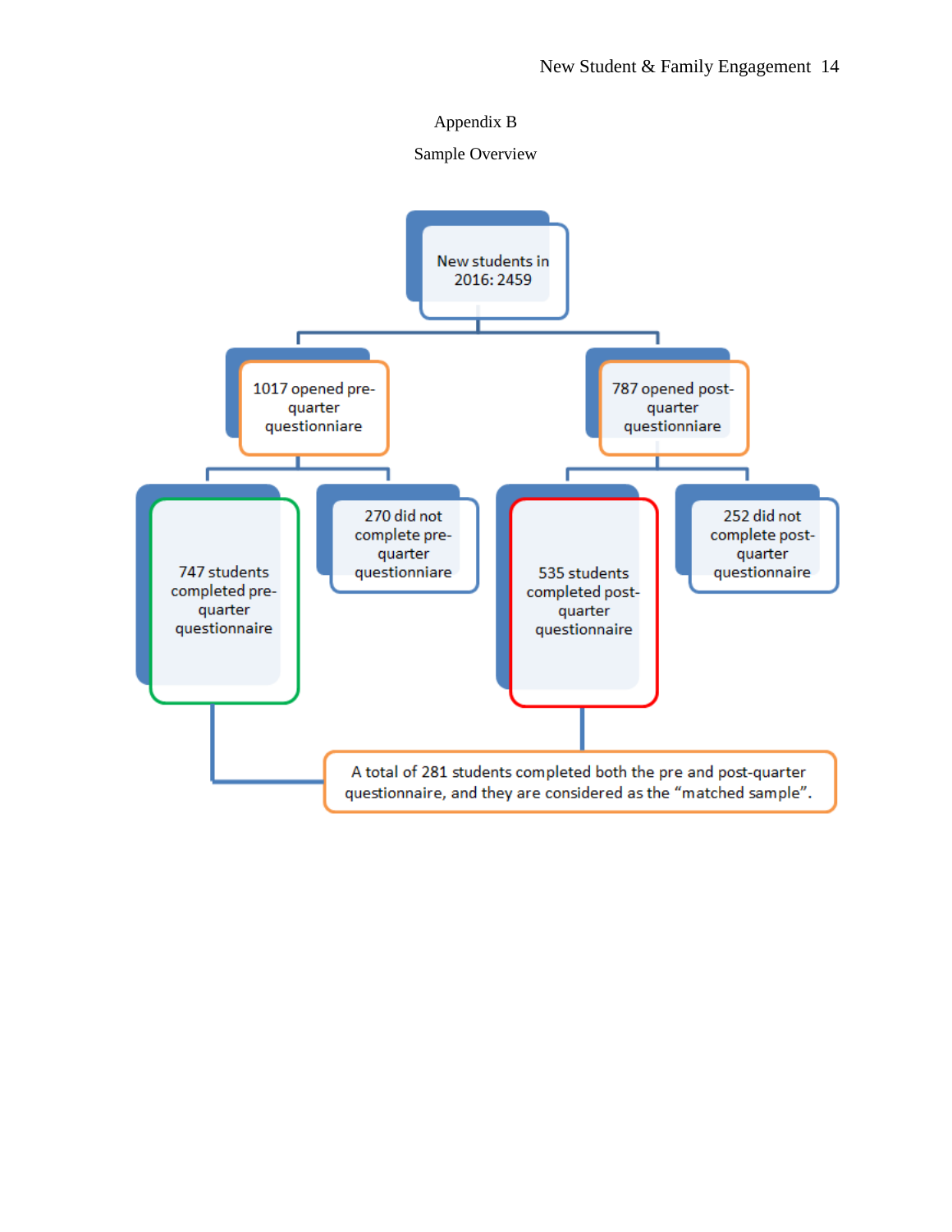Appendix B

Sample Overview

New students in 2016: 2459

1017 opened pre-quarter questionniare

787 opened post-quarter questionniare

747 students completed pre-quarter questionnaire

270 did not complete pre-quarter questionniare

535 students completed post-quarter questionnaire

252 did not complete post-quarter questionnaire

A total of 281 students completed both the pre and post-quarter questionnaire, and they are considered as the "matched sample".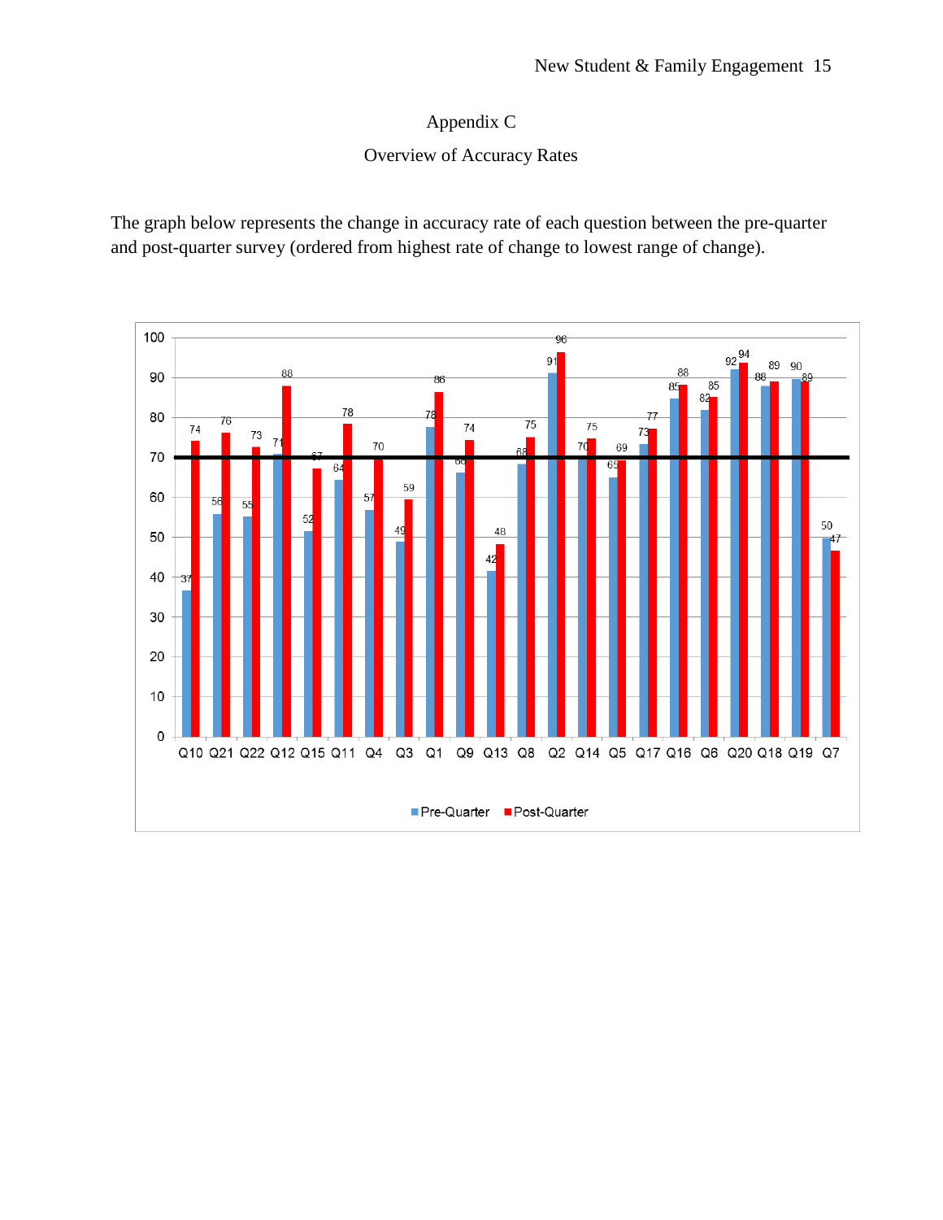# Appendix C

## Overview of Accuracy Rates

The graph below represents the change in accuracy rate of each question between the pre-quarter and post-quarter survey (ordered from highest rate of change to lowest range of change).

100
90
80
70
60
50
40
30
20
10
0

Q10 Q21 Q22 Q12 Q15 Q11 Q4 Q3 Q1 Q9 Q13 Q8 Q2 Q14 Q5 Q17 Q16 Q6 Q20 Q18 Q19 Q7

37 74 56 76 55 73 71 88 52 67 64 78 57 70 49 59 78 86 66 74 42 48 68 75 91 96 70 75 65 69 73 77 85 88 82 85 92 94 88 89 90 89 50 47

Pre-Quarter Post-Quarter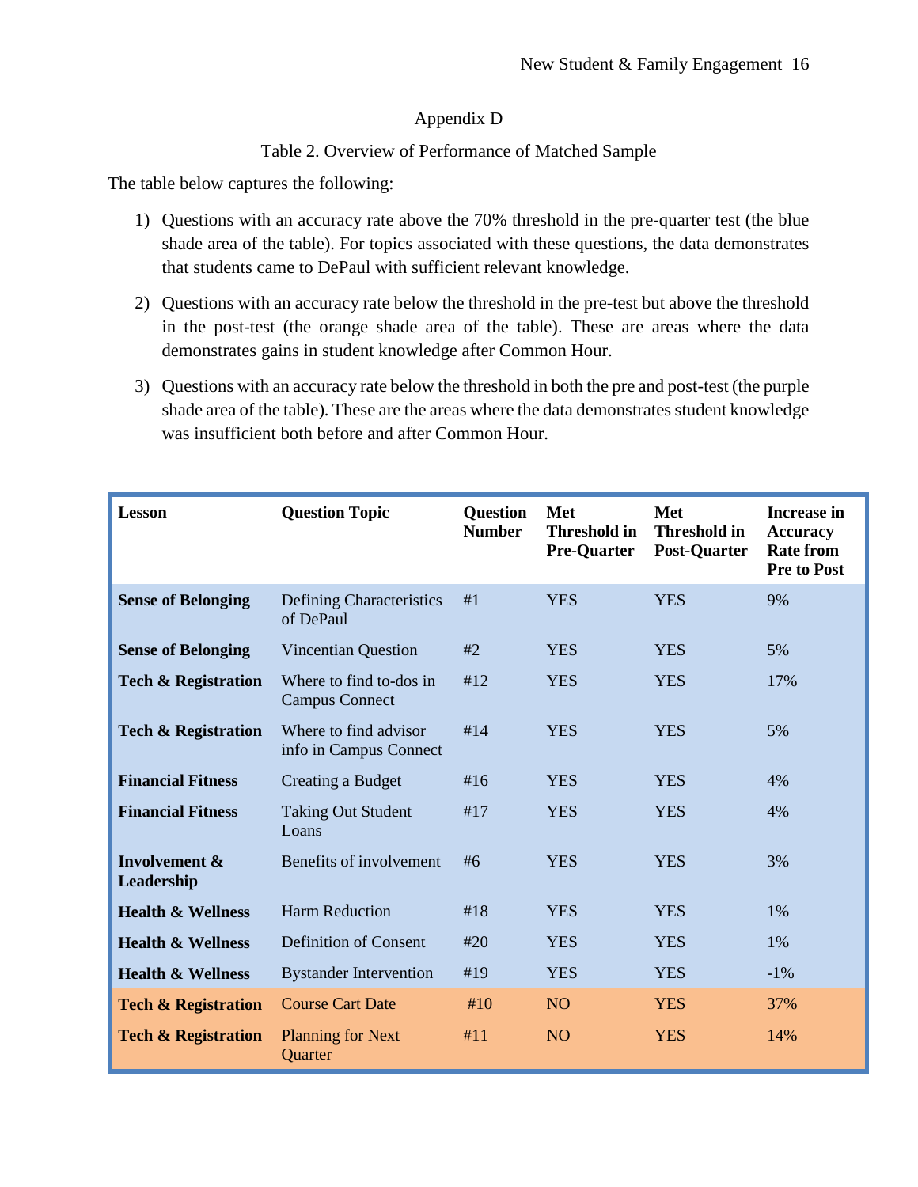Appendix D

Table 2. Overview of Performance of Matched Sample

The table below captures the following:

1) Questions with an accuracy rate above the 70% threshold in the pre-quarter test (the blue shade area of the table). For topics associated with these questions, the data demonstrates that students came to DePaul with sufficient relevant knowledge.

2) Questions with an accuracy rate below the threshold in the pre-test but above the threshold in the post-test (the orange shade area of the table). These are areas where the data demonstrates gains in student knowledge after Common Hour.

3) Questions with an accuracy rate below the threshold in both the pre and post-test (the purple shade area of the table). These are the areas where the data demonstrates student knowledge was insufficient both before and after Common Hour.

| Lesson | Question Topic | Question Number | Met Threshold in Pre-Quarter | Met Threshold in Post-Quarter | Increase in Accuracy Rate from Pre to Post |
|---|---|---|---|---|---|
| **Sense of Belonging** | Defining Characteristics of DePaul | #1 | YES | YES | 9% |
| **Sense of Belonging** | Vincentian Question | #2 | YES | YES | 5% |
| **Tech & Registration** | Where to find to-dos in Campus Connect | #12 | YES | YES | 17% |
| **Tech & Registration** | Where to find advisor info in Campus Connect | #14 | YES | YES | 5% |
| **Financial Fitness** | Creating a Budget | #16 | YES | YES | 4% |
| **Financial Fitness** | Taking Out Student Loans | #17 | YES | YES | 4% |
| **Involvement & Leadership** | Benefits of involvement | #6 | YES | YES | 3% |
| **Health & Wellness** | Harm Reduction | #18 | YES | YES | 1% |
| **Health & Wellness** | Definition of Consent | #20 | YES | YES | 1% |
| **Health & Wellness** | Bystander Intervention | #19 | YES | YES | -1% |
| **Tech & Registration** | Course Cart Date | #10 | NO | YES | 37% |
| **Tech & Registration** | Planning for Next Quarter | #11 | NO | YES | 14% |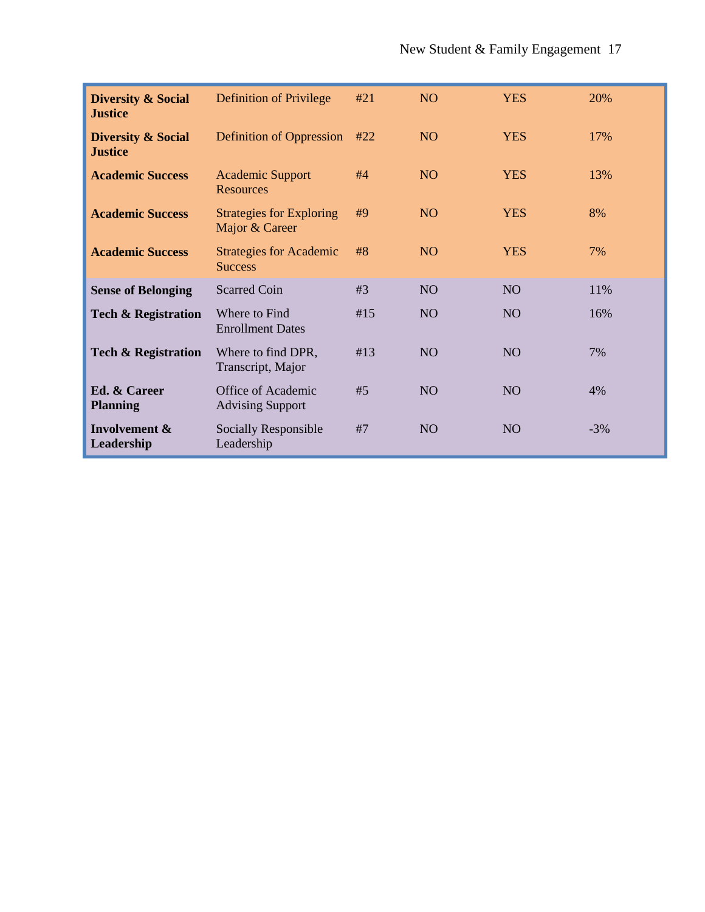| | | | | | |
|---|---|---|---|---|---|
| **Diversity & Social Justice** | Definition of Privilege | #21 | NO | YES | 20% |
| **Diversity & Social Justice** | Definition of Oppression | #22 | NO | YES | 17% |
| **Academic Success** | Academic Support Resources | #4 | NO | YES | 13% |
| **Academic Success** | Strategies for Exploring Major & Career | #9 | NO | YES | 8% |
| **Academic Success** | Strategies for Academic Success | #8 | NO | YES | 7% |
| **Sense of Belonging** | Scarred Coin | #3 | NO | NO | 11% |
| **Tech & Registration** | Where to Find Enrollment Dates | #15 | NO | NO | 16% |
| **Tech & Registration** | Where to find DPR, Transcript, Major | #13 | NO | NO | 7% |
| **Ed. & Career Planning** | Office of Academic Advising Support | #5 | NO | NO | 4% |
| **Involvement & Leadership** | Socially Responsible Leadership | #7 | NO | NO | -3% |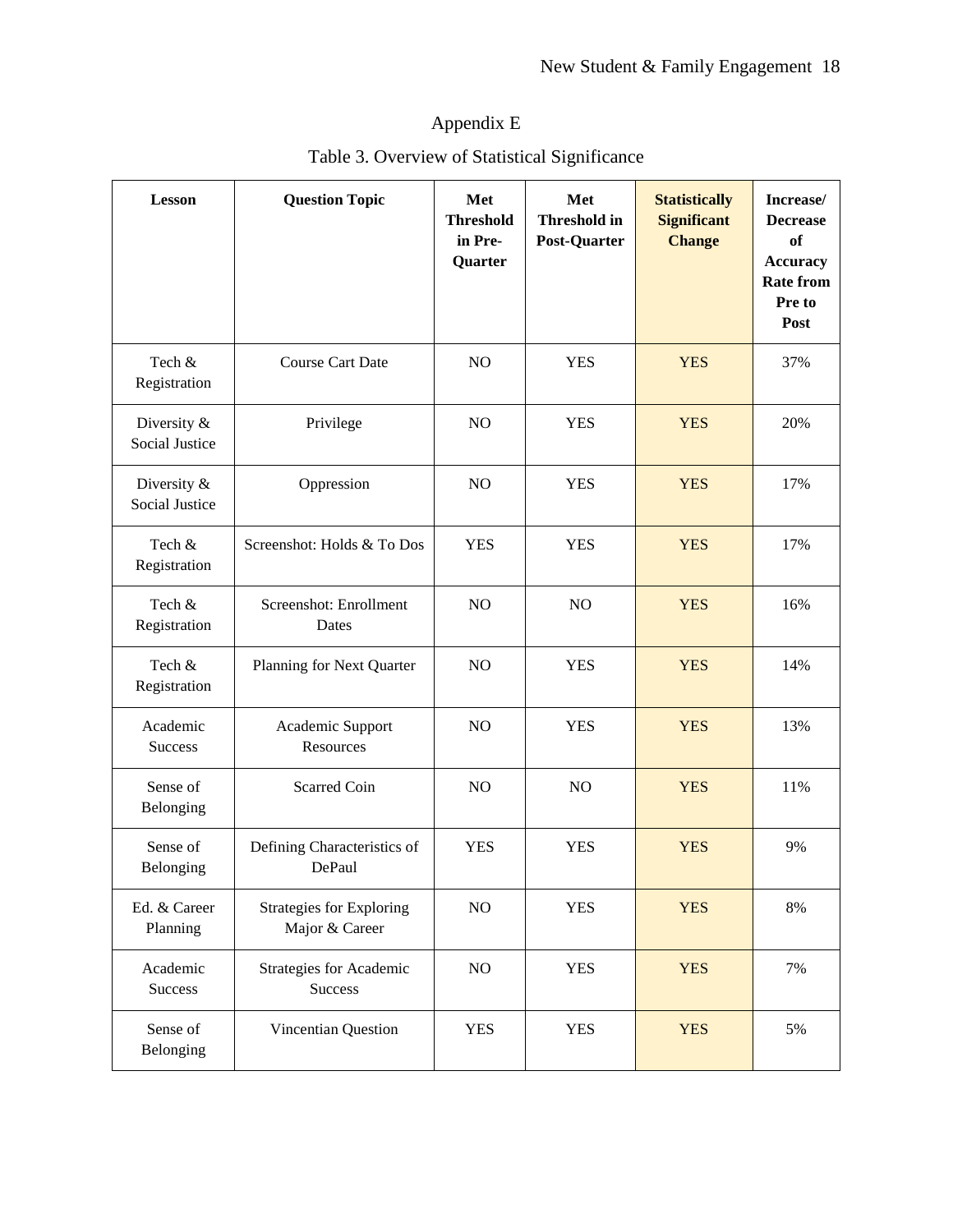# Appendix E

Table 3. Overview of Statistical Significance

| Lesson | Question Topic | Met Threshold in Pre-Quarter | Met Threshold in Post-Quarter | Statistically Significant Change | Increase/ Decrease of Accuracy Rate from Pre to Post |
|---|---|---|---|---|---|
| Tech & Registration | Course Cart Date | NO | YES | YES | 37% |
| Diversity & Social Justice | Privilege | NO | YES | YES | 20% |
| Diversity & Social Justice | Oppression | NO | YES | YES | 17% |
| Tech & Registration | Screenshot: Holds & To Dos | YES | YES | YES | 17% |
| Tech & Registration | Screenshot: Enrollment Dates | NO | NO | YES | 16% |
| Tech & Registration | Planning for Next Quarter | NO | YES | YES | 14% |
| Academic Success | Academic Support Resources | NO | YES | YES | 13% |
| Sense of Belonging | Scarred Coin | NO | NO | YES | 11% |
| Sense of Belonging | Defining Characteristics of DePaul | YES | YES | YES | 9% |
| Ed. & Career Planning | Strategies for Exploring Major & Career | NO | YES | YES | 8% |
| Academic Success | Strategies for Academic Success | NO | YES | YES | 7% |
| Sense of Belonging | Vincentian Question | YES | YES | YES | 5% |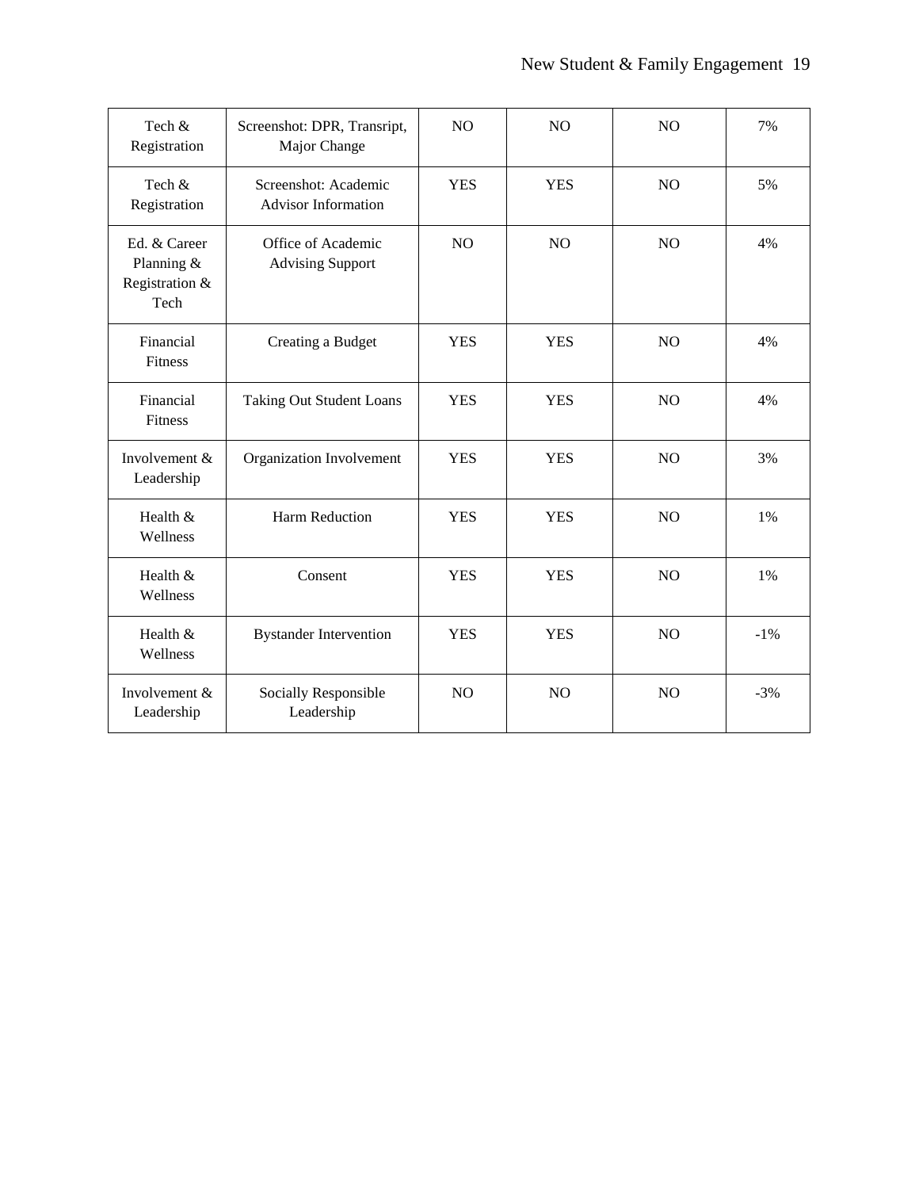| | | | | | |
|---|---|---|---|---|---|
| Tech & Registration | Screenshot: DPR, Transript, Major Change | NO | NO | NO | 7% |
| Tech & Registration | Screenshot: Academic Advisor Information | YES | YES | NO | 5% |
| Ed. & Career Planning & Registration & Tech | Office of Academic Advising Support | NO | NO | NO | 4% |
| Financial Fitness | Creating a Budget | YES | YES | NO | 4% |
| Financial Fitness | Taking Out Student Loans | YES | YES | NO | 4% |
| Involvement & Leadership | Organization Involvement | YES | YES | NO | 3% |
| Health & Wellness | Harm Reduction | YES | YES | NO | 1% |
| Health & Wellness | Consent | YES | YES | NO | 1% |
| Health & Wellness | Bystander Intervention | YES | YES | NO | -1% |
| Involvement & Leadership | Socially Responsible Leadership | NO | NO | NO | -3% |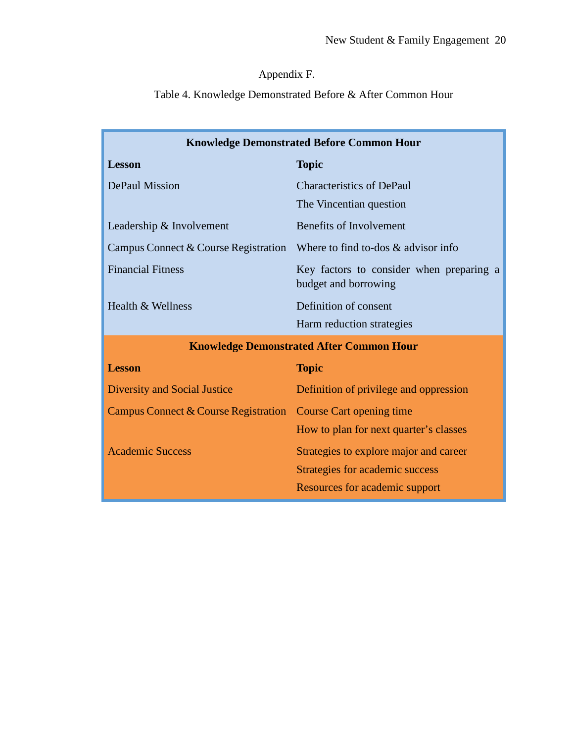Appendix F.

Table 4. Knowledge Demonstrated Before & After Common Hour

| **Knowledge Demonstrated Before Common Hour** | |
|---|---|
| **Lesson** | **Topic** |
| DePaul Mission | Characteristics of DePaul |
| | The Vincentian question |
| Leadership & Involvement | Benefits of Involvement |
| Campus Connect & Course Registration | Where to find to-dos & advisor info |
| Financial Fitness | Key factors to consider when preparing a budget and borrowing |
| Health & Wellness | Definition of consent |
| | Harm reduction strategies |
| **Knowledge Demonstrated After Common Hour** | |
| **Lesson** | **Topic** |
| Diversity and Social Justice | Definition of privilege and oppression |
| Campus Connect & Course Registration | Course Cart opening time |
| | How to plan for next quarter's classes |
| Academic Success | Strategies to explore major and career |
| | Strategies for academic success |
| | Resources for academic support |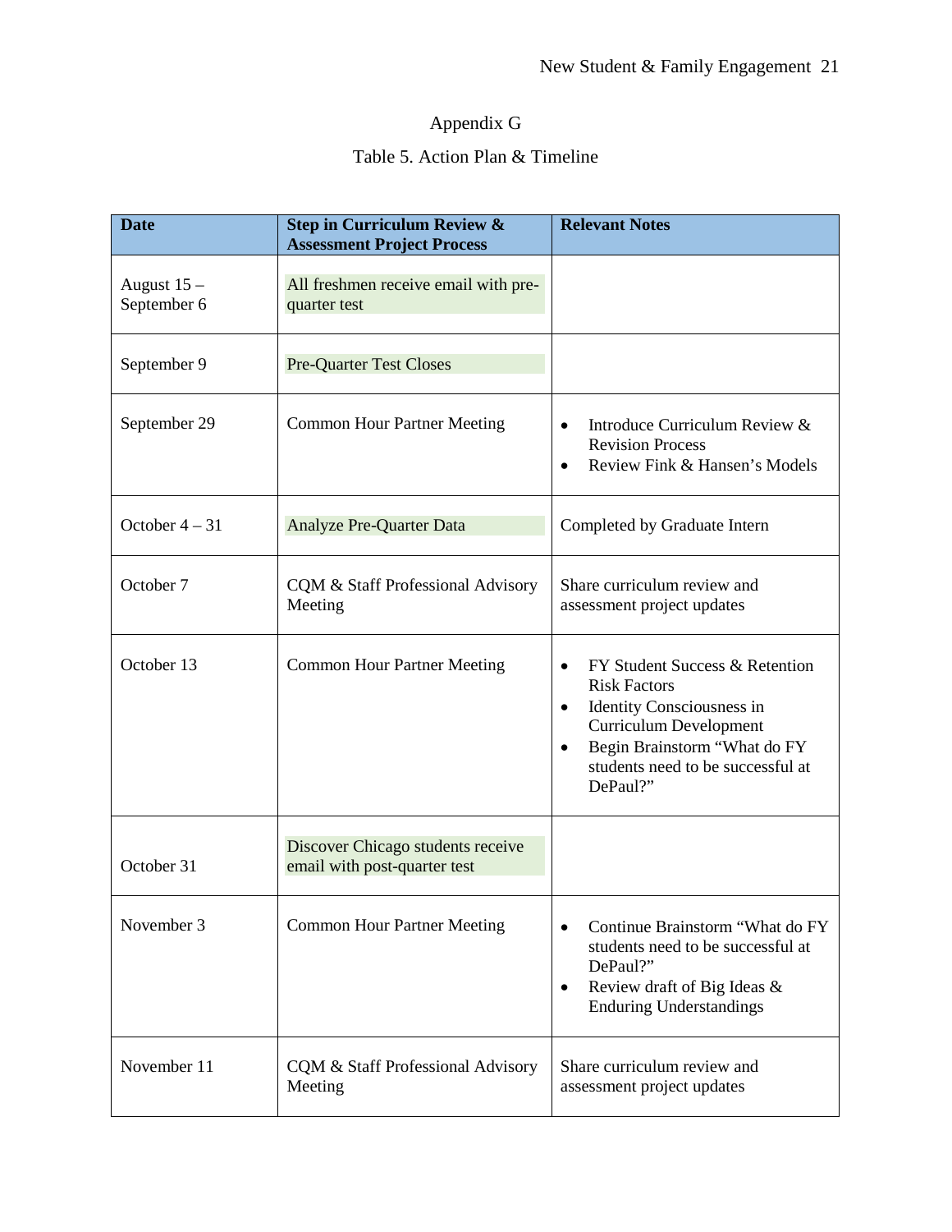Appendix G

Table 5. Action Plan & Timeline

| Date | Step in Curriculum Review & Assessment Project Process | Relevant Notes |
|---|---|---|
| August 15 – September 6 | All freshmen receive email with pre-quarter test | |
| September 9 | Pre-Quarter Test Closes | |
| September 29 | Common Hour Partner Meeting | • Introduce Curriculum Review & Revision Process<br>• Review Fink & Hansen's Models |
| October 4 – 31 | Analyze Pre-Quarter Data | Completed by Graduate Intern |
| October 7 | CQM & Staff Professional Advisory Meeting | Share curriculum review and assessment project updates |
| October 13 | Common Hour Partner Meeting | • FY Student Success & Retention Risk Factors<br>• Identity Consciousness in Curriculum Development<br>• Begin Brainstorm "What do FY students need to be successful at DePaul?" |
| October 31 | Discover Chicago students receive email with post-quarter test | |
| November 3 | Common Hour Partner Meeting | • Continue Brainstorm "What do FY students need to be successful at DePaul?"<br>• Review draft of Big Ideas & Enduring Understandings |
| November 11 | CQM & Staff Professional Advisory Meeting | Share curriculum review and assessment project updates |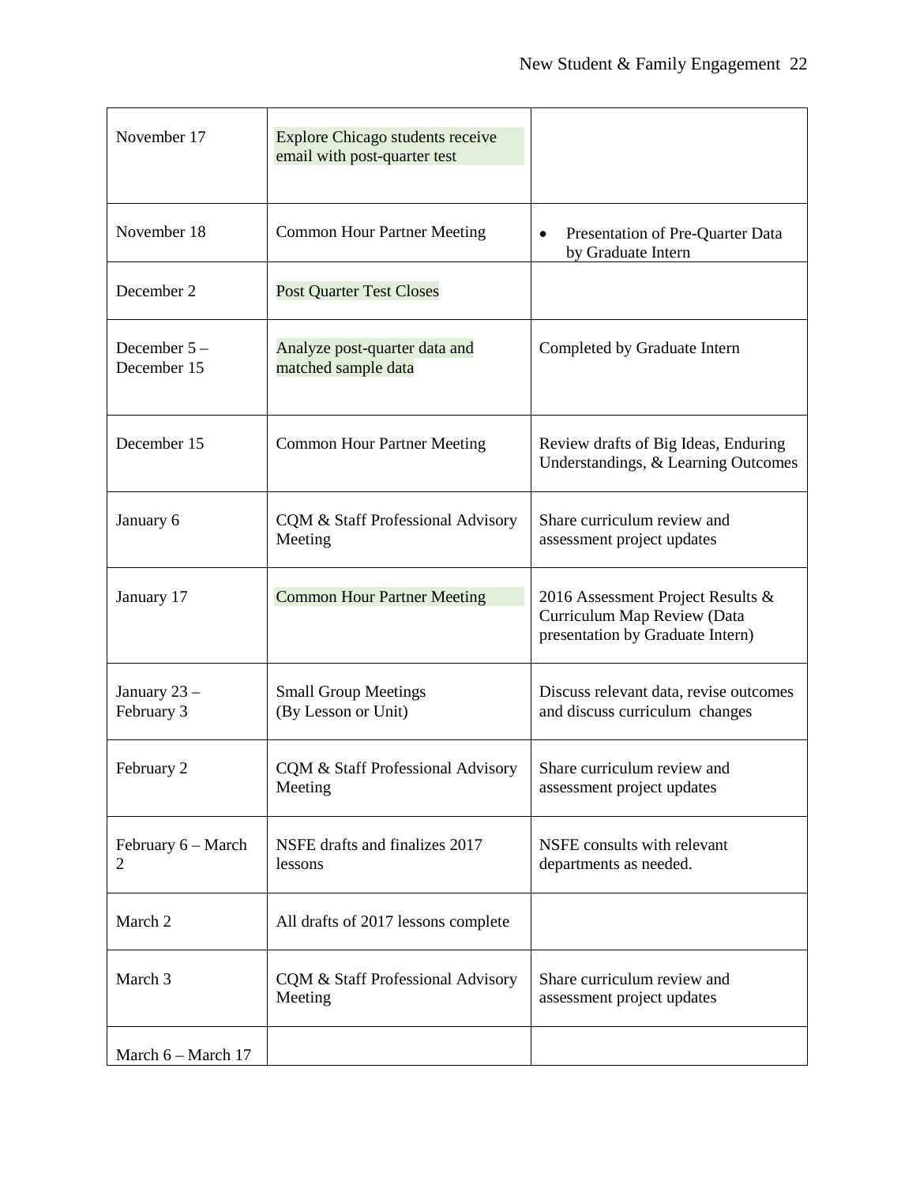| | | |
|---|---|---|
| November 17 | Explore Chicago students receive email with post-quarter test | |
| November 18 | Common Hour Partner Meeting | • Presentation of Pre-Quarter Data by Graduate Intern |
| December 2 | Post Quarter Test Closes | |
| December 5 – December 15 | Analyze post-quarter data and matched sample data | Completed by Graduate Intern |
| December 15 | Common Hour Partner Meeting | Review drafts of Big Ideas, Enduring Understandings, & Learning Outcomes |
| January 6 | CQM & Staff Professional Advisory Meeting | Share curriculum review and assessment project updates |
| January 17 | Common Hour Partner Meeting | 2016 Assessment Project Results & Curriculum Map Review (Data presentation by Graduate Intern) |
| January 23 – February 3 | Small Group Meetings (By Lesson or Unit) | Discuss relevant data, revise outcomes and discuss curriculum changes |
| February 2 | CQM & Staff Professional Advisory Meeting | Share curriculum review and assessment project updates |
| February 6 – March 2 | NSFE drafts and finalizes 2017 lessons | NSFE consults with relevant departments as needed. |
| March 2 | All drafts of 2017 lessons complete | |
| March 3 | CQM & Staff Professional Advisory Meeting | Share curriculum review and assessment project updates |
| March 6 – March 17 | | |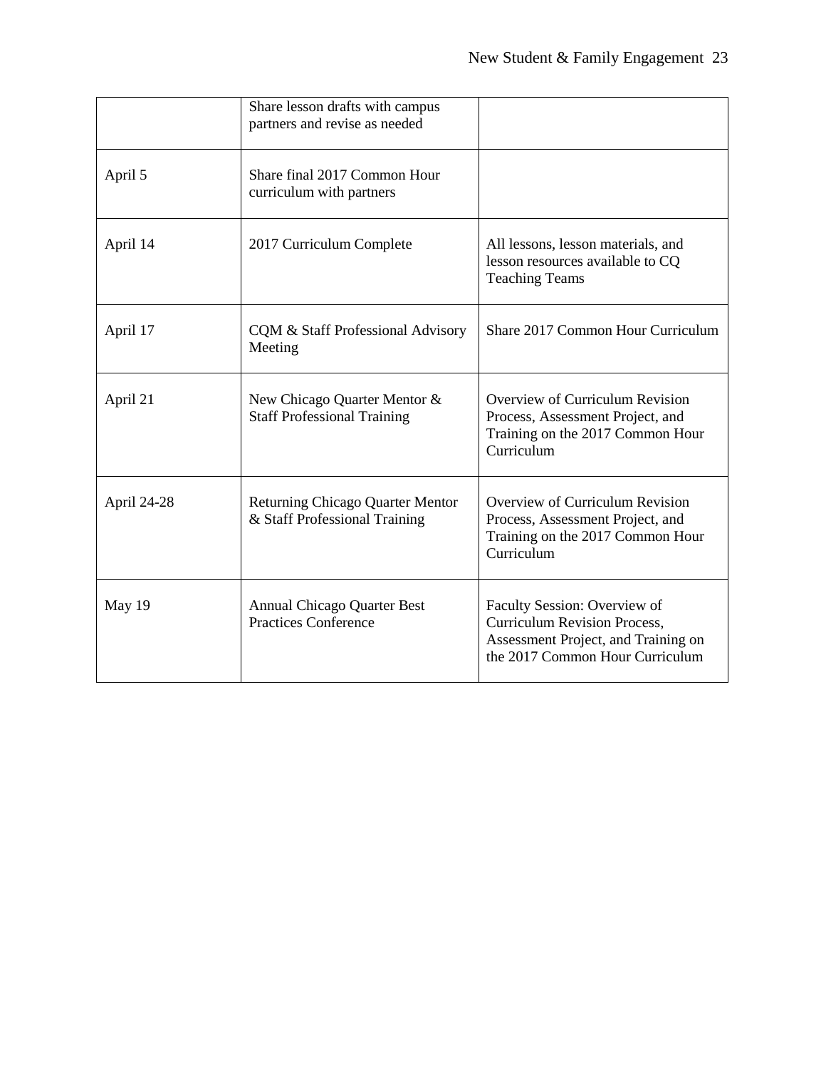| | | |
|---|---|---|
| | Share lesson drafts with campus partners and revise as needed | |
| April 5 | Share final 2017 Common Hour curriculum with partners | |
| April 14 | 2017 Curriculum Complete | All lessons, lesson materials, and lesson resources available to CQ Teaching Teams |
| April 17 | CQM & Staff Professional Advisory Meeting | Share 2017 Common Hour Curriculum |
| April 21 | New Chicago Quarter Mentor & Staff Professional Training | Overview of Curriculum Revision Process, Assessment Project, and Training on the 2017 Common Hour Curriculum |
| April 24-28 | Returning Chicago Quarter Mentor & Staff Professional Training | Overview of Curriculum Revision Process, Assessment Project, and Training on the 2017 Common Hour Curriculum |
| May 19 | Annual Chicago Quarter Best Practices Conference | Faculty Session: Overview of Curriculum Revision Process, Assessment Project, and Training on the 2017 Common Hour Curriculum |